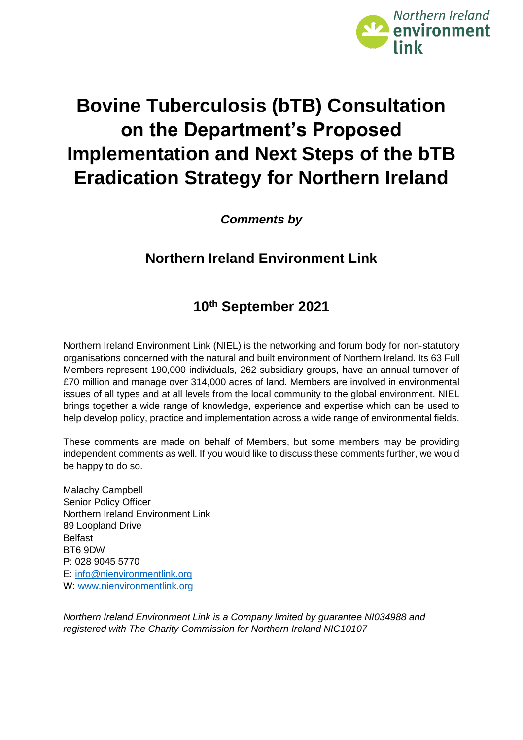Northern Ireland environment link

# Bovine Tuberculosis (bTB) Consultation on the Department's Proposed Implementation and Next Steps of the bTB Eradication Strategy for Northern Ireland

***Comments by***

## Northern Ireland Environment Link

## 10th September 2021

Northern Ireland Environment Link (NIEL) is the networking and forum body for non-statutory organisations concerned with the natural and built environment of Northern Ireland. Its 63 Full Members represent 190,000 individuals, 262 subsidiary groups, have an annual turnover of £70 million and manage over 314,000 acres of land. Members are involved in environmental issues of all types and at all levels from the local community to the global environment. NIEL brings together a wide range of knowledge, experience and expertise which can be used to help develop policy, practice and implementation across a wide range of environmental fields.

These comments are made on behalf of Members, but some members may be providing independent comments as well. If you would like to discuss these comments further, we would be happy to do so.

Malachy Campbell
Senior Policy Officer
Northern Ireland Environment Link
89 Loopland Drive
Belfast
BT6 9DW
P: 028 9045 5770
E: info@nienvironmentlink.org
W: www.nienvironmentlink.org

*Northern Ireland Environment Link is a Company limited by guarantee NI034988 and registered with The Charity Commission for Northern Ireland NIC10107*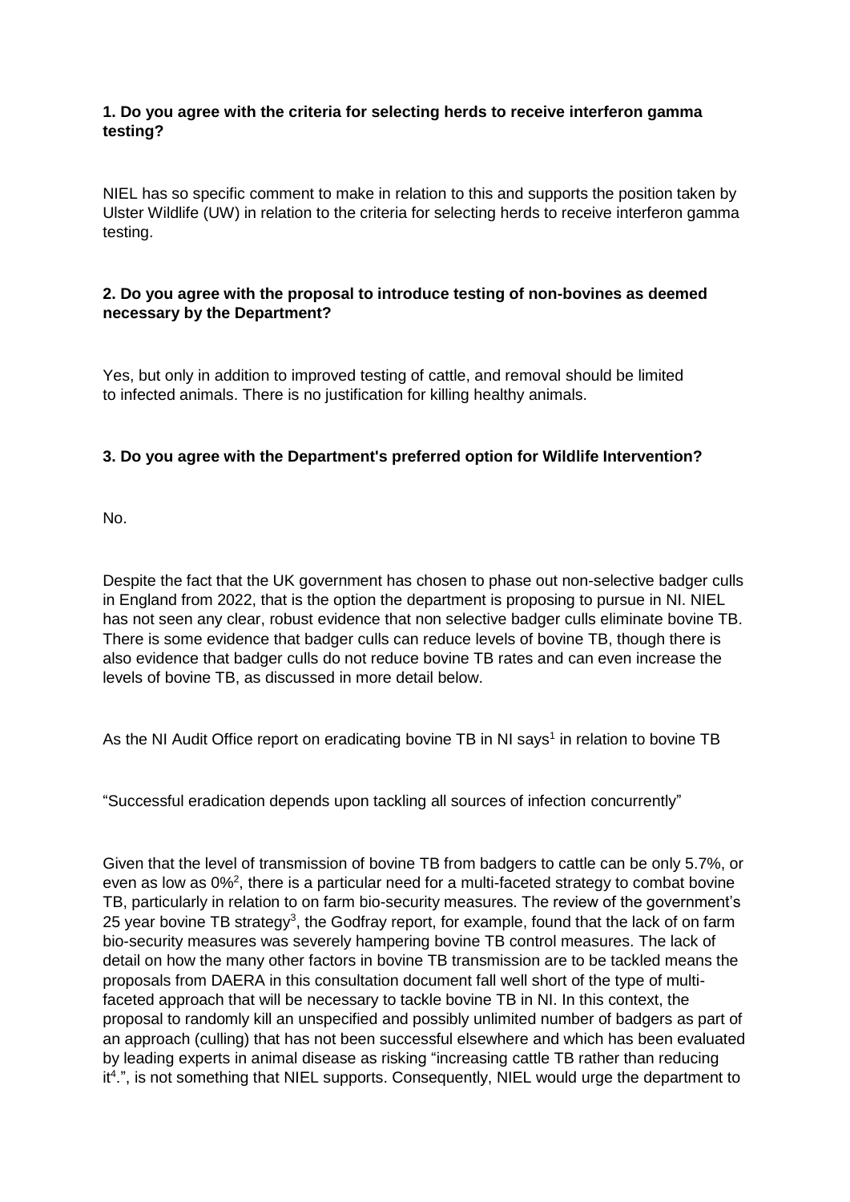**1. Do you agree with the criteria for selecting herds to receive interferon gamma testing?**

NIEL has so specific comment to make in relation to this and supports the position taken by Ulster Wildlife (UW) in relation to the criteria for selecting herds to receive interferon gamma testing.

**2. Do you agree with the proposal to introduce testing of non-bovines as deemed necessary by the Department?**

Yes, but only in addition to improved testing of cattle, and removal should be limited to infected animals. There is no justification for killing healthy animals.

**3. Do you agree with the Department's preferred option for Wildlife Intervention?**

No.

Despite the fact that the UK government has chosen to phase out non-selective badger culls in England from 2022, that is the option the department is proposing to pursue in NI. NIEL has not seen any clear, robust evidence that non selective badger culls eliminate bovine TB. There is some evidence that badger culls can reduce levels of bovine TB, though there is also evidence that badger culls do not reduce bovine TB rates and can even increase the levels of bovine TB, as discussed in more detail below.

As the NI Audit Office report on eradicating bovine TB in NI says[1] in relation to bovine TB

"Successful eradication depends upon tackling all sources of infection concurrently"

Given that the level of transmission of bovine TB from badgers to cattle can be only 5.7%, or even as low as 0%[2], there is a particular need for a multi-faceted strategy to combat bovine TB, particularly in relation to on farm bio-security measures. The review of the government's 25 year bovine TB strategy[3], the Godfray report, for example, found that the lack of on farm bio-security measures was severely hampering bovine TB control measures. The lack of detail on how the many other factors in bovine TB transmission are to be tackled means the proposals from DAERA in this consultation document fall well short of the type of multi-faceted approach that will be necessary to tackle bovine TB in NI. In this context, the proposal to randomly kill an unspecified and possibly unlimited number of badgers as part of an approach (culling) that has not been successful elsewhere and which has been evaluated by leading experts in animal disease as risking "increasing cattle TB rather than reducing it[4].", is not something that NIEL supports. Consequently, NIEL would urge the department to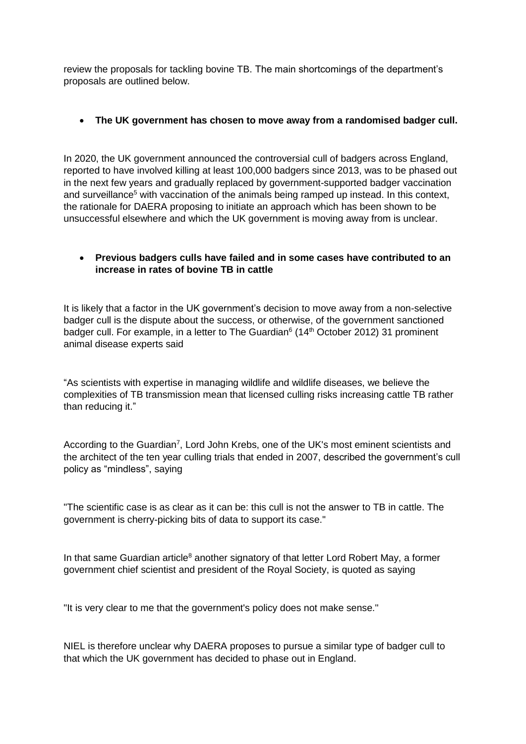review the proposals for tackling bovine TB. The main shortcomings of the department's proposals are outlined below.

- **The UK government has chosen to move away from a randomised badger cull.**

In 2020, the UK government announced the controversial cull of badgers across England, reported to have involved killing at least 100,000 badgers since 2013, was to be phased out in the next few years and gradually replaced by government-supported badger vaccination and surveillance[5] with vaccination of the animals being ramped up instead. In this context, the rationale for DAERA proposing to initiate an approach which has been shown to be unsuccessful elsewhere and which the UK government is moving away from is unclear.

- **Previous badgers culls have failed and in some cases have contributed to an increase in rates of bovine TB in cattle**

It is likely that a factor in the UK government's decision to move away from a non-selective badger cull is the dispute about the success, or otherwise, of the government sanctioned badger cull. For example, in a letter to The Guardian[6] (14th October 2012) 31 prominent animal disease experts said

"As scientists with expertise in managing wildlife and wildlife diseases, we believe the complexities of TB transmission mean that licensed culling risks increasing cattle TB rather than reducing it."

According to the Guardian[7], Lord John Krebs, one of the UK's most eminent scientists and the architect of the ten year culling trials that ended in 2007, described the government's cull policy as "mindless", saying

"The scientific case is as clear as it can be: this cull is not the answer to TB in cattle. The government is cherry-picking bits of data to support its case."

In that same Guardian article[8] another signatory of that letter Lord Robert May, a former government chief scientist and president of the Royal Society, is quoted as saying

"It is very clear to me that the government's policy does not make sense."

NIEL is therefore unclear why DAERA proposes to pursue a similar type of badger cull to that which the UK government has decided to phase out in England.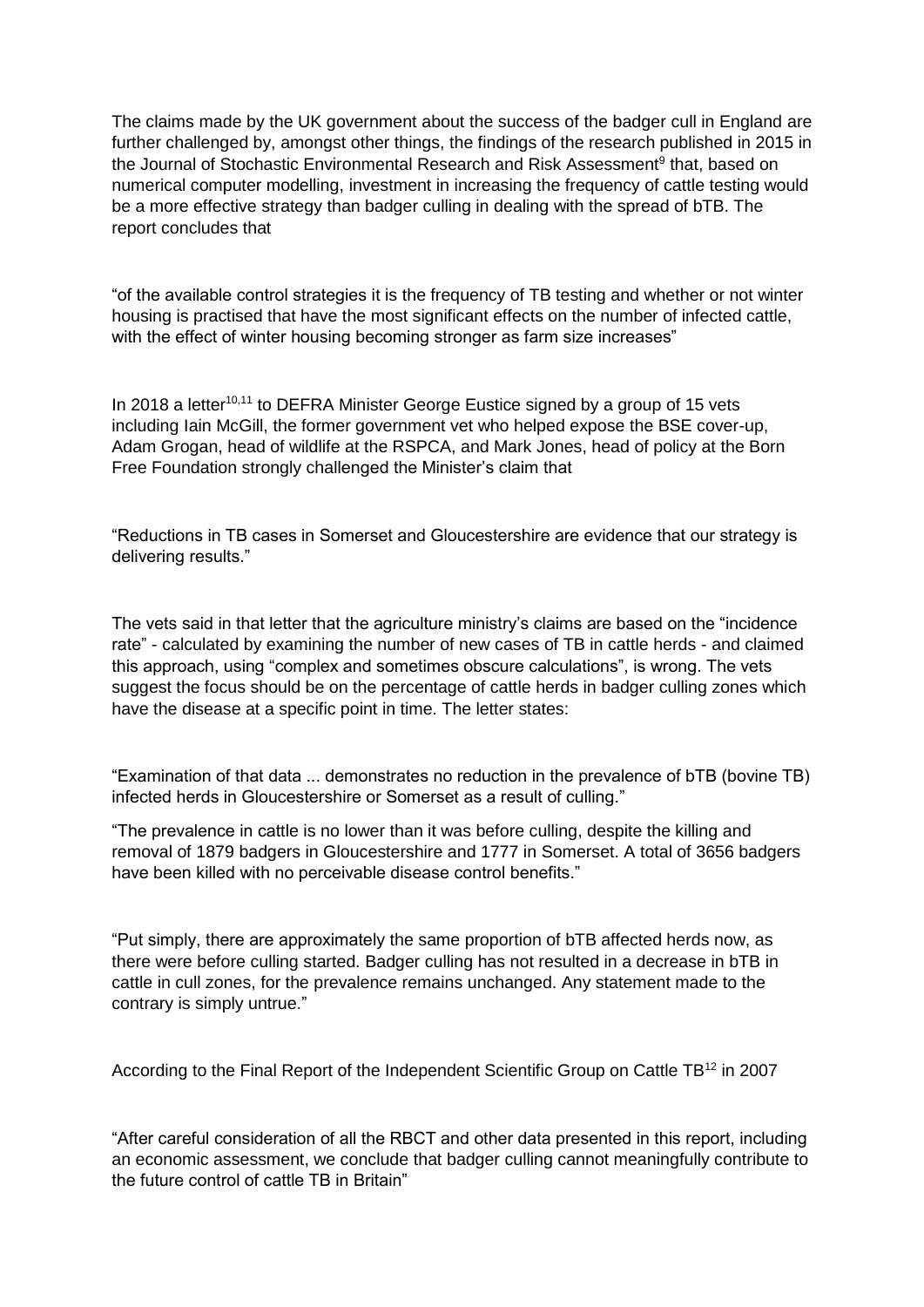The claims made by the UK government about the success of the badger cull in England are further challenged by, amongst other things, the findings of the research published in 2015 in the Journal of Stochastic Environmental Research and Risk Assessment[9] that, based on numerical computer modelling, investment in increasing the frequency of cattle testing would be a more effective strategy than badger culling in dealing with the spread of bTB. The report concludes that

"of the available control strategies it is the frequency of TB testing and whether or not winter housing is practised that have the most significant effects on the number of infected cattle, with the effect of winter housing becoming stronger as farm size increases"

In 2018 a letter[10,11] to DEFRA Minister George Eustice signed by a group of 15 vets including Iain McGill, the former government vet who helped expose the BSE cover-up, Adam Grogan, head of wildlife at the RSPCA, and Mark Jones, head of policy at the Born Free Foundation strongly challenged the Minister's claim that

"Reductions in TB cases in Somerset and Gloucestershire are evidence that our strategy is delivering results."

The vets said in that letter that the agriculture ministry's claims are based on the "incidence rate" - calculated by examining the number of new cases of TB in cattle herds - and claimed this approach, using "complex and sometimes obscure calculations", is wrong. The vets suggest the focus should be on the percentage of cattle herds in badger culling zones which have the disease at a specific point in time. The letter states:

"Examination of that data ... demonstrates no reduction in the prevalence of bTB (bovine TB) infected herds in Gloucestershire or Somerset as a result of culling."

"The prevalence in cattle is no lower than it was before culling, despite the killing and removal of 1879 badgers in Gloucestershire and 1777 in Somerset. A total of 3656 badgers have been killed with no perceivable disease control benefits."

"Put simply, there are approximately the same proportion of bTB affected herds now, as there were before culling started. Badger culling has not resulted in a decrease in bTB in cattle in cull zones, for the prevalence remains unchanged. Any statement made to the contrary is simply untrue."

According to the Final Report of the Independent Scientific Group on Cattle TB[12] in 2007

"After careful consideration of all the RBCT and other data presented in this report, including an economic assessment, we conclude that badger culling cannot meaningfully contribute to the future control of cattle TB in Britain"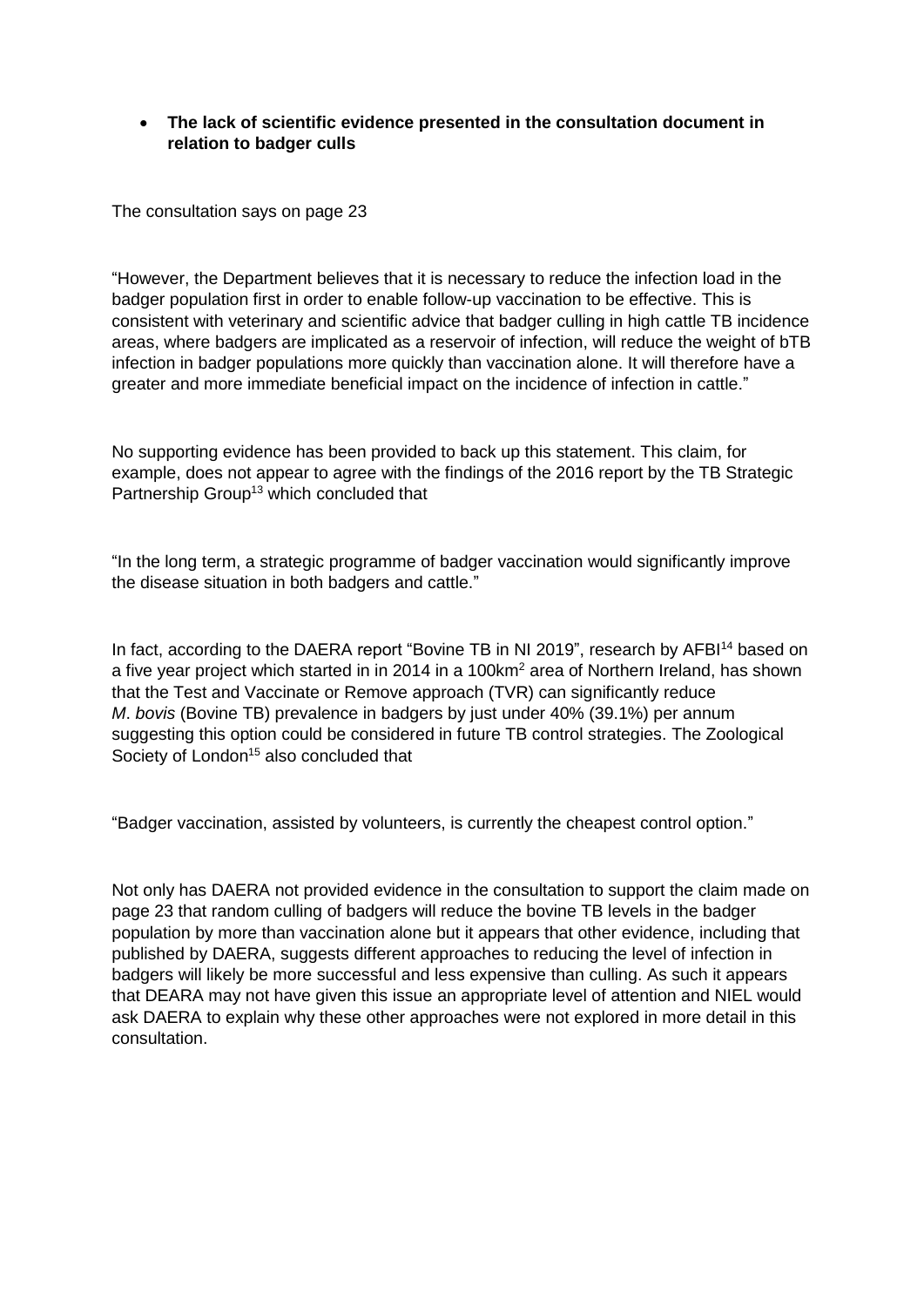- **The lack of scientific evidence presented in the consultation document in relation to badger culls**

The consultation says on page 23

"However, the Department believes that it is necessary to reduce the infection load in the badger population first in order to enable follow-up vaccination to be effective. This is consistent with veterinary and scientific advice that badger culling in high cattle TB incidence areas, where badgers are implicated as a reservoir of infection, will reduce the weight of bTB infection in badger populations more quickly than vaccination alone. It will therefore have a greater and more immediate beneficial impact on the incidence of infection in cattle."

No supporting evidence has been provided to back up this statement. This claim, for example, does not appear to agree with the findings of the 2016 report by the TB Strategic Partnership Group[13] which concluded that

"In the long term, a strategic programme of badger vaccination would significantly improve the disease situation in both badgers and cattle."

In fact, according to the DAERA report "Bovine TB in NI 2019", research by AFBI[14] based on a five year project which started in in 2014 in a 100km$^2$ area of Northern Ireland, has shown that the Test and Vaccinate or Remove approach (TVR) can significantly reduce *M. bovis* (Bovine TB) prevalence in badgers by just under 40% (39.1%) per annum suggesting this option could be considered in future TB control strategies. The Zoological Society of London[15] also concluded that

"Badger vaccination, assisted by volunteers, is currently the cheapest control option."

Not only has DAERA not provided evidence in the consultation to support the claim made on page 23 that random culling of badgers will reduce the bovine TB levels in the badger population by more than vaccination alone but it appears that other evidence, including that published by DAERA, suggests different approaches to reducing the level of infection in badgers will likely be more successful and less expensive than culling. As such it appears that DEARA may not have given this issue an appropriate level of attention and NIEL would ask DAERA to explain why these other approaches were not explored in more detail in this consultation.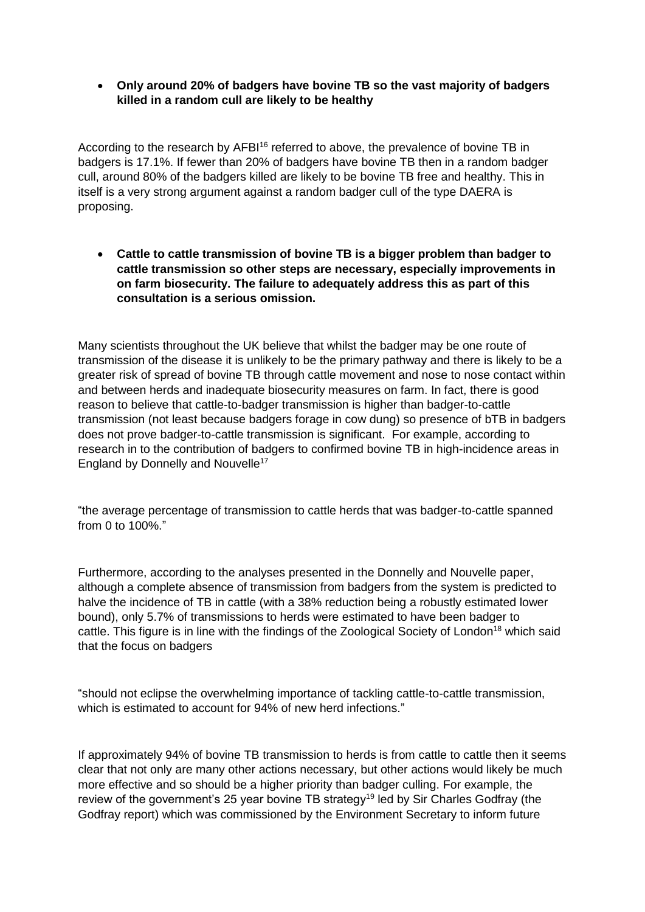- **Only around 20% of badgers have bovine TB so the vast majority of badgers killed in a random cull are likely to be healthy**

According to the research by AFBI[16] referred to above, the prevalence of bovine TB in badgers is 17.1%. If fewer than 20% of badgers have bovine TB then in a random badger cull, around 80% of the badgers killed are likely to be bovine TB free and healthy. This in itself is a very strong argument against a random badger cull of the type DAERA is proposing.

- **Cattle to cattle transmission of bovine TB is a bigger problem than badger to cattle transmission so other steps are necessary, especially improvements in on farm biosecurity. The failure to adequately address this as part of this consultation is a serious omission.**

Many scientists throughout the UK believe that whilst the badger may be one route of transmission of the disease it is unlikely to be the primary pathway and there is likely to be a greater risk of spread of bovine TB through cattle movement and nose to nose contact within and between herds and inadequate biosecurity measures on farm. In fact, there is good reason to believe that cattle-to-badger transmission is higher than badger-to-cattle transmission (not least because badgers forage in cow dung) so presence of bTB in badgers does not prove badger-to-cattle transmission is significant. For example, according to research in to the contribution of badgers to confirmed bovine TB in high-incidence areas in England by Donnelly and Nouvelle[17]

"the average percentage of transmission to cattle herds that was badger-to-cattle spanned from 0 to 100%."

Furthermore, according to the analyses presented in the Donnelly and Nouvelle paper, although a complete absence of transmission from badgers from the system is predicted to halve the incidence of TB in cattle (with a 38% reduction being a robustly estimated lower bound), only 5.7% of transmissions to herds were estimated to have been badger to cattle. This figure is in line with the findings of the Zoological Society of London[18] which said that the focus on badgers

"should not eclipse the overwhelming importance of tackling cattle-to-cattle transmission, which is estimated to account for 94% of new herd infections."

If approximately 94% of bovine TB transmission to herds is from cattle to cattle then it seems clear that not only are many other actions necessary, but other actions would likely be much more effective and so should be a higher priority than badger culling. For example, the review of the government's 25 year bovine TB strategy[19] led by Sir Charles Godfray (the Godfray report) which was commissioned by the Environment Secretary to inform future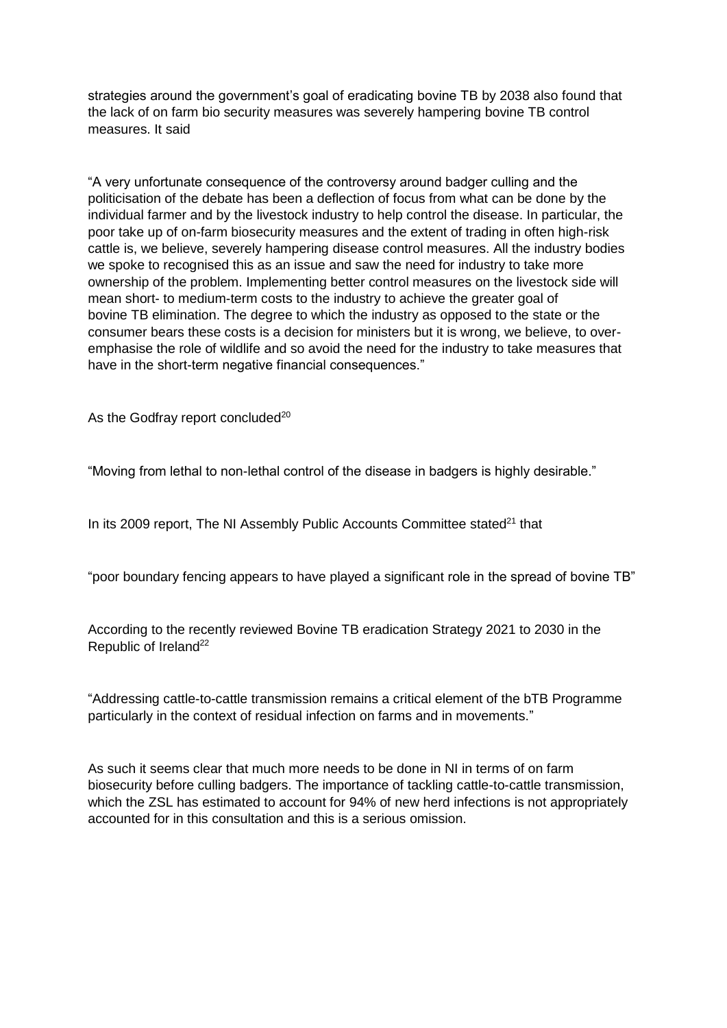strategies around the government's goal of eradicating bovine TB by 2038 also found that the lack of on farm bio security measures was severely hampering bovine TB control measures. It said

"A very unfortunate consequence of the controversy around badger culling and the politicisation of the debate has been a deflection of focus from what can be done by the individual farmer and by the livestock industry to help control the disease. In particular, the poor take up of on-farm biosecurity measures and the extent of trading in often high-risk cattle is, we believe, severely hampering disease control measures. All the industry bodies we spoke to recognised this as an issue and saw the need for industry to take more ownership of the problem. Implementing better control measures on the livestock side will mean short- to medium-term costs to the industry to achieve the greater goal of bovine TB elimination. The degree to which the industry as opposed to the state or the consumer bears these costs is a decision for ministers but it is wrong, we believe, to over-emphasise the role of wildlife and so avoid the need for the industry to take measures that have in the short-term negative financial consequences."

As the Godfray report concluded[20]

"Moving from lethal to non-lethal control of the disease in badgers is highly desirable."

In its 2009 report, The NI Assembly Public Accounts Committee stated[21] that

"poor boundary fencing appears to have played a significant role in the spread of bovine TB"

According to the recently reviewed Bovine TB eradication Strategy 2021 to 2030 in the Republic of Ireland[22]

"Addressing cattle-to-cattle transmission remains a critical element of the bTB Programme particularly in the context of residual infection on farms and in movements."

As such it seems clear that much more needs to be done in NI in terms of on farm biosecurity before culling badgers. The importance of tackling cattle-to-cattle transmission, which the ZSL has estimated to account for 94% of new herd infections is not appropriately accounted for in this consultation and this is a serious omission.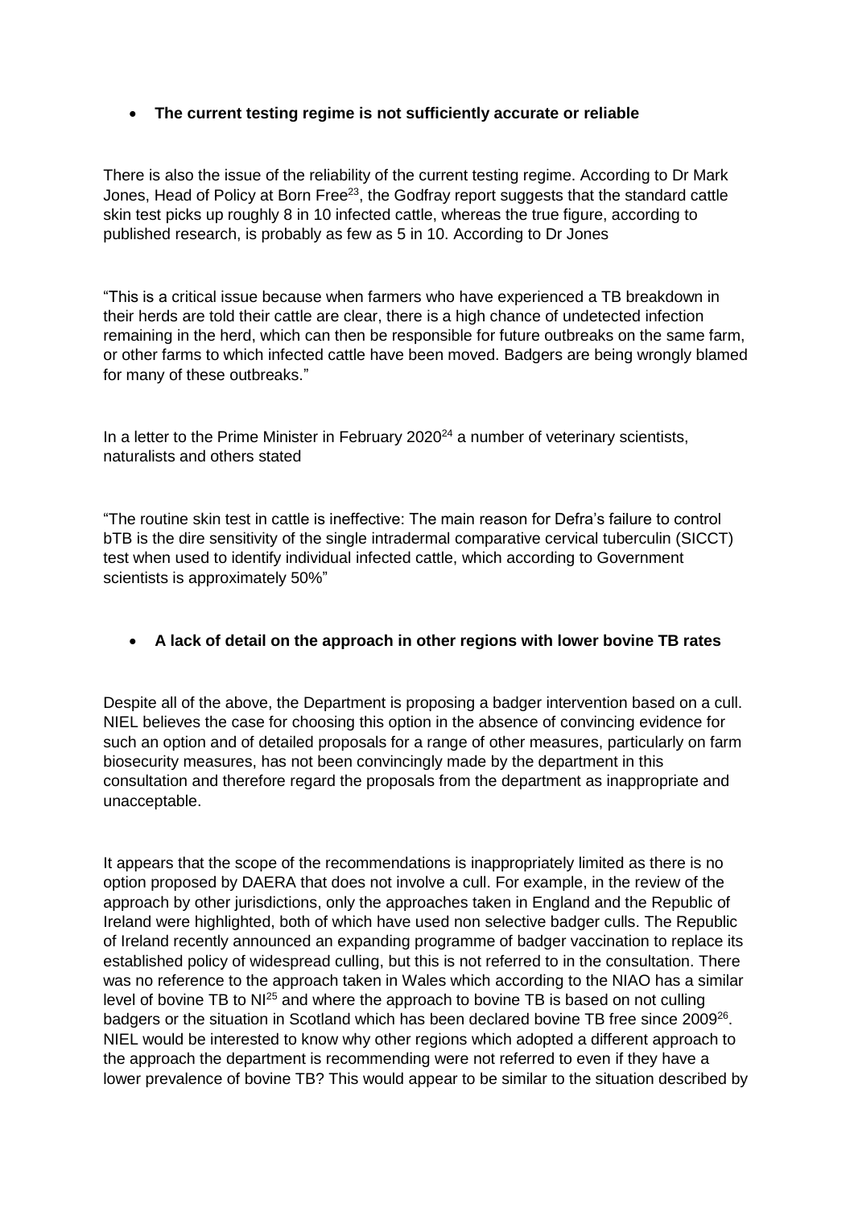- **The current testing regime is not sufficiently accurate or reliable**

There is also the issue of the reliability of the current testing regime. According to Dr Mark Jones, Head of Policy at Born Free[23], the Godfray report suggests that the standard cattle skin test picks up roughly 8 in 10 infected cattle, whereas the true figure, according to published research, is probably as few as 5 in 10. According to Dr Jones

"This is a critical issue because when farmers who have experienced a TB breakdown in their herds are told their cattle are clear, there is a high chance of undetected infection remaining in the herd, which can then be responsible for future outbreaks on the same farm, or other farms to which infected cattle have been moved. Badgers are being wrongly blamed for many of these outbreaks."

In a letter to the Prime Minister in February 2020[24] a number of veterinary scientists, naturalists and others stated

"The routine skin test in cattle is ineffective: The main reason for Defra's failure to control bTB is the dire sensitivity of the single intradermal comparative cervical tuberculin (SICCT) test when used to identify individual infected cattle, which according to Government scientists is approximately 50%"

- **A lack of detail on the approach in other regions with lower bovine TB rates**

Despite all of the above, the Department is proposing a badger intervention based on a cull. NIEL believes the case for choosing this option in the absence of convincing evidence for such an option and of detailed proposals for a range of other measures, particularly on farm biosecurity measures, has not been convincingly made by the department in this consultation and therefore regard the proposals from the department as inappropriate and unacceptable.

It appears that the scope of the recommendations is inappropriately limited as there is no option proposed by DAERA that does not involve a cull. For example, in the review of the approach by other jurisdictions, only the approaches taken in England and the Republic of Ireland were highlighted, both of which have used non selective badger culls. The Republic of Ireland recently announced an expanding programme of badger vaccination to replace its established policy of widespread culling, but this is not referred to in the consultation. There was no reference to the approach taken in Wales which according to the NIAO has a similar level of bovine TB to NI[25] and where the approach to bovine TB is based on not culling badgers or the situation in Scotland which has been declared bovine TB free since 2009[26]. NIEL would be interested to know why other regions which adopted a different approach to the approach the department is recommending were not referred to even if they have a lower prevalence of bovine TB? This would appear to be similar to the situation described by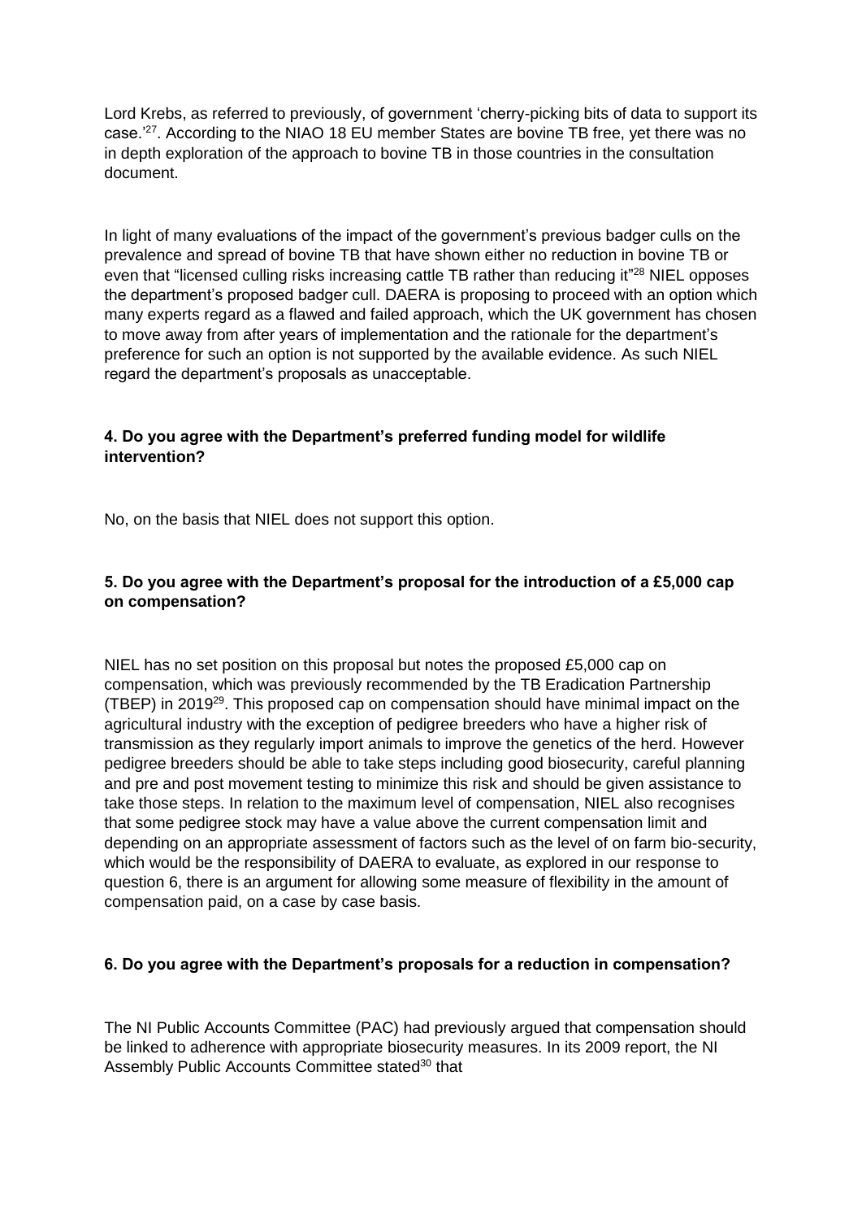Lord Krebs, as referred to previously, of government 'cherry-picking bits of data to support its case.'[27]. According to the NIAO 18 EU member States are bovine TB free, yet there was no in depth exploration of the approach to bovine TB in those countries in the consultation document.

In light of many evaluations of the impact of the government's previous badger culls on the prevalence and spread of bovine TB that have shown either no reduction in bovine TB or even that "licensed culling risks increasing cattle TB rather than reducing it"[28] NIEL opposes the department's proposed badger cull. DAERA is proposing to proceed with an option which many experts regard as a flawed and failed approach, which the UK government has chosen to move away from after years of implementation and the rationale for the department's preference for such an option is not supported by the available evidence. As such NIEL regard the department's proposals as unacceptable.

**4. Do you agree with the Department's preferred funding model for wildlife intervention?**

No, on the basis that NIEL does not support this option.

**5. Do you agree with the Department's proposal for the introduction of a £5,000 cap on compensation?**

NIEL has no set position on this proposal but notes the proposed £5,000 cap on compensation, which was previously recommended by the TB Eradication Partnership (TBEP) in 2019[29]. This proposed cap on compensation should have minimal impact on the agricultural industry with the exception of pedigree breeders who have a higher risk of transmission as they regularly import animals to improve the genetics of the herd. However pedigree breeders should be able to take steps including good biosecurity, careful planning and pre and post movement testing to minimize this risk and should be given assistance to take those steps. In relation to the maximum level of compensation, NIEL also recognises that some pedigree stock may have a value above the current compensation limit and depending on an appropriate assessment of factors such as the level of on farm bio-security, which would be the responsibility of DAERA to evaluate, as explored in our response to question 6, there is an argument for allowing some measure of flexibility in the amount of compensation paid, on a case by case basis.

**6. Do you agree with the Department's proposals for a reduction in compensation?**

The NI Public Accounts Committee (PAC) had previously argued that compensation should be linked to adherence with appropriate biosecurity measures. In its 2009 report, the NI Assembly Public Accounts Committee stated[30] that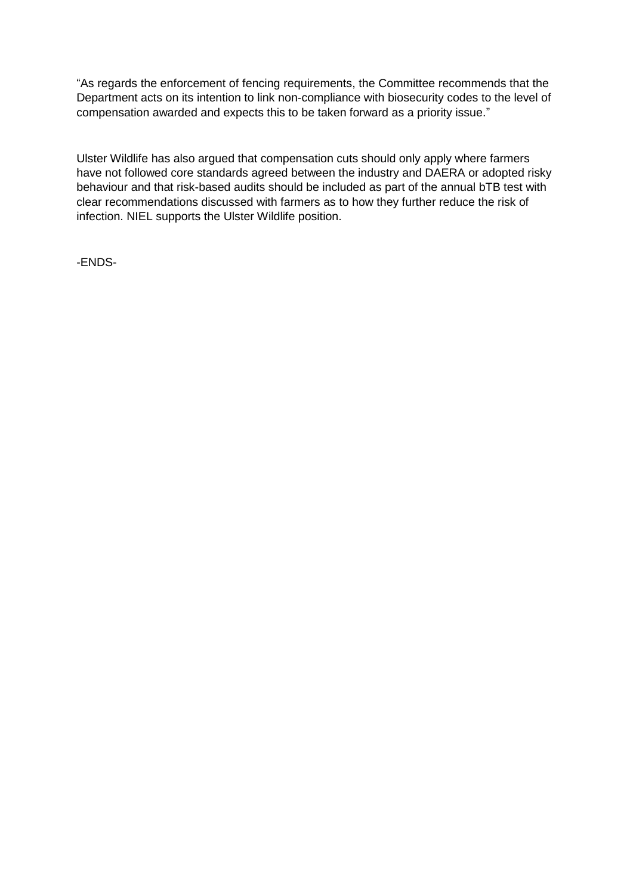"As regards the enforcement of fencing requirements, the Committee recommends that the Department acts on its intention to link non-compliance with biosecurity codes to the level of compensation awarded and expects this to be taken forward as a priority issue."

Ulster Wildlife has also argued that compensation cuts should only apply where farmers have not followed core standards agreed between the industry and DAERA or adopted risky behaviour and that risk-based audits should be included as part of the annual bTB test with clear recommendations discussed with farmers as to how they further reduce the risk of infection. NIEL supports the Ulster Wildlife position.

-ENDS-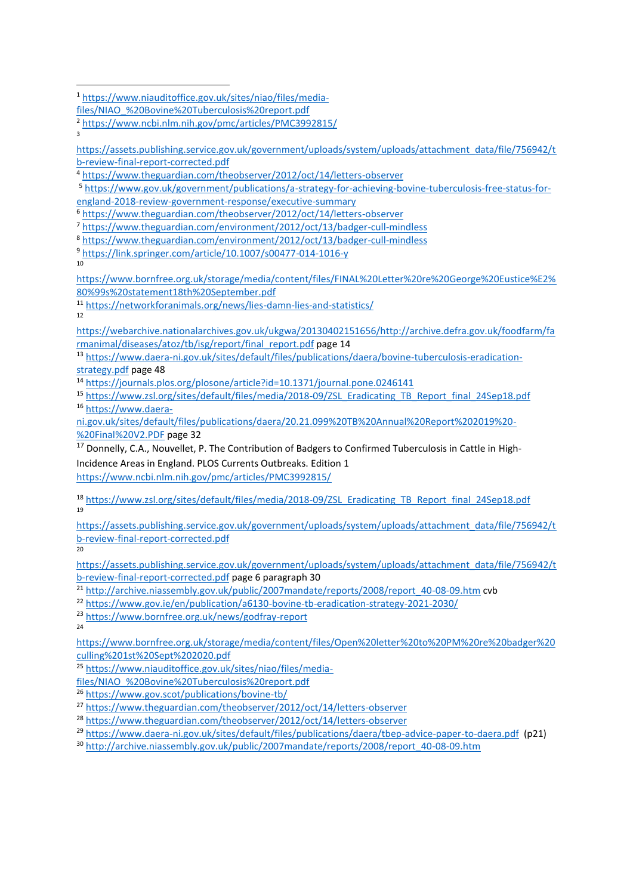[1] https://www.niauditoffice.gov.uk/sites/niao/files/media-files/NIAO_%20Bovine%20Tuberculosis%20report.pdf

[2] https://www.ncbi.nlm.nih.gov/pmc/articles/PMC3992815/

[3] https://assets.publishing.service.gov.uk/government/uploads/system/uploads/attachment_data/file/756942/tb-review-final-report-corrected.pdf

[4] https://www.theguardian.com/theobserver/2012/oct/14/letters-observer

[5] https://www.gov.uk/government/publications/a-strategy-for-achieving-bovine-tuberculosis-free-status-for-england-2018-review-government-response/executive-summary

[6] https://www.theguardian.com/theobserver/2012/oct/14/letters-observer

[7] https://www.theguardian.com/environment/2012/oct/13/badger-cull-mindless

[8] https://www.theguardian.com/environment/2012/oct/13/badger-cull-mindless

[9] https://link.springer.com/article/10.1007/s00477-014-1016-y

[10] https://www.bornfree.org.uk/storage/media/content/files/FINAL%20Letter%20re%20George%20Eustice%E2%80%99s%20statement18th%20September.pdf

[11] https://networkforanimals.org/news/lies-damn-lies-and-statistics/

[12] https://webarchive.nationalarchives.gov.uk/ukgwa/20130402151656/http://archive.defra.gov.uk/foodfarm/farmanimal/diseases/atoz/tb/isg/report/final_report.pdf page 14

[13] https://www.daera-ni.gov.uk/sites/default/files/publications/daera/bovine-tuberculosis-eradication-strategy.pdf page 48

[14] https://journals.plos.org/plosone/article?id=10.1371/journal.pone.0246141

[15] https://www.zsl.org/sites/default/files/media/2018-09/ZSL_Eradicating_TB_Report_final_24Sep18.pdf

[16] https://www.daera-ni.gov.uk/sites/default/files/publications/daera/20.21.099%20TB%20Annual%20Report%202019%20-%20Final%20V2.PDF page 32

[17] Donnelly, C.A., Nouvellet, P. The Contribution of Badgers to Confirmed Tuberculosis in Cattle in High-Incidence Areas in England. PLOS Currents Outbreaks. Edition 1 https://www.ncbi.nlm.nih.gov/pmc/articles/PMC3992815/

[18] https://www.zsl.org/sites/default/files/media/2018-09/ZSL_Eradicating_TB_Report_final_24Sep18.pdf

[19] https://assets.publishing.service.gov.uk/government/uploads/system/uploads/attachment_data/file/756942/tb-review-final-report-corrected.pdf

[20] https://assets.publishing.service.gov.uk/government/uploads/system/uploads/attachment_data/file/756942/tb-review-final-report-corrected.pdf page 6 paragraph 30

[21] http://archive.niassembly.gov.uk/public/2007mandate/reports/2008/report_40-08-09.htm cvb

[22] https://www.gov.ie/en/publication/a6130-bovine-tb-eradication-strategy-2021-2030/

[23] https://www.bornfree.org.uk/news/godfray-report

[24] https://www.bornfree.org.uk/storage/media/content/files/Open%20letter%20to%20PM%20re%20badger%20culling%201st%20Sept%202020.pdf

[25] https://www.niauditoffice.gov.uk/sites/niao/files/media-files/NIAO_%20Bovine%20Tuberculosis%20report.pdf

[26] https://www.gov.scot/publications/bovine-tb/

[27] https://www.theguardian.com/theobserver/2012/oct/14/letters-observer

[28] https://www.theguardian.com/theobserver/2012/oct/14/letters-observer

[29] https://www.daera-ni.gov.uk/sites/default/files/publications/daera/tbep-advice-paper-to-daera.pdf (p21)

[30] http://archive.niassembly.gov.uk/public/2007mandate/reports/2008/report_40-08-09.htm